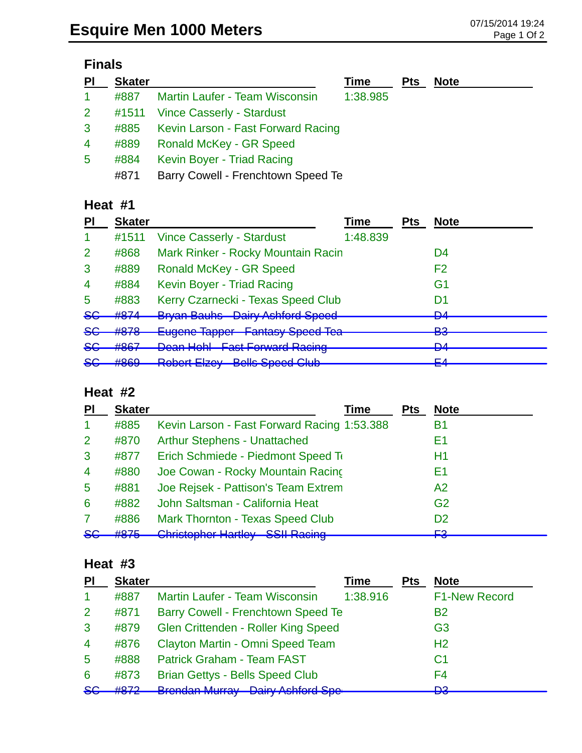# Esquire Men 1000 Meters

07/15/2014 19:24

## Finals

| Pl | Skater | | Time | Pts | Note |
|---|---|---|---|---|---|
| 1 | #887 | Martin Laufer - Team Wisconsin | 1:38.985 | | |
| 2 | #1511 | Vince Casserly - Stardust | | | |
| 3 | #885 | Kevin Larson - Fast Forward Racing | | | |
| 4 | #889 | Ronald McKey - GR Speed | | | |
| 5 | #884 | Kevin Boyer - Triad Racing | | | |
| | #871 | Barry Cowell - Frenchtown Speed Te | | | |

## Heat #1

| Pl | Skater | | Time | Pts | Note |
|---|---|---|---|---|---|
| 1 | #1511 | Vince Casserly - Stardust | 1:48.839 | | |
| 2 | #868 | Mark Rinker - Rocky Mountain Racin | | | D4 |
| 3 | #889 | Ronald McKey - GR Speed | | | F2 |
| 4 | #884 | Kevin Boyer - Triad Racing | | | G1 |
| 5 | #883 | Kerry Czarnecki - Texas Speed Club | | | D1 |
| ~~SC~~ | ~~#874~~ | ~~Bryan Bauhs - Dairy Ashford Speed~~ | | | ~~D4~~ |
| ~~SC~~ | ~~#878~~ | ~~Eugene Tapper - Fantasy Speed Tea~~ | | | ~~B3~~ |
| ~~SC~~ | ~~#867~~ | ~~Dean Hohl - Fast Forward Racing~~ | | | ~~D4~~ |
| ~~SC~~ | ~~#869~~ | ~~Robert Elzey - Bells Speed Club~~ | | | ~~E4~~ |

## Heat #2

| Pl | Skater | | Time | Pts | Note |
|---|---|---|---|---|---|
| 1 | #885 | Kevin Larson - Fast Forward Racing | 1:53.388 | | B1 |
| 2 | #870 | Arthur Stephens - Unattached | | | E1 |
| 3 | #877 | Erich Schmiede - Piedmont Speed Te | | | H1 |
| 4 | #880 | Joe Cowan - Rocky Mountain Racing | | | E1 |
| 5 | #881 | Joe Rejsek - Pattison's Team Extrem | | | A2 |
| 6 | #882 | John Saltsman - California Heat | | | G2 |
| 7 | #886 | Mark Thornton - Texas Speed Club | | | D2 |
| ~~SC~~ | ~~#875~~ | ~~Christopher Hartley - SSII Racing~~ | | | ~~F3~~ |

## Heat #3

| Pl | Skater | | Time | Pts | Note |
|---|---|---|---|---|---|
| 1 | #887 | Martin Laufer - Team Wisconsin | 1:38.916 | | F1-New Record |
| 2 | #871 | Barry Cowell - Frenchtown Speed Te | | | B2 |
| 3 | #879 | Glen Crittenden - Roller King Speed | | | G3 |
| 4 | #876 | Clayton Martin - Omni Speed Team | | | H2 |
| 5 | #888 | Patrick Graham - Team FAST | | | C1 |
| 6 | #873 | Brian Gettys - Bells Speed Club | | | F4 |
| ~~SC~~ | ~~#872~~ | ~~Brendan Murray - Dairy Ashford Spe~~ | | | ~~D3~~ |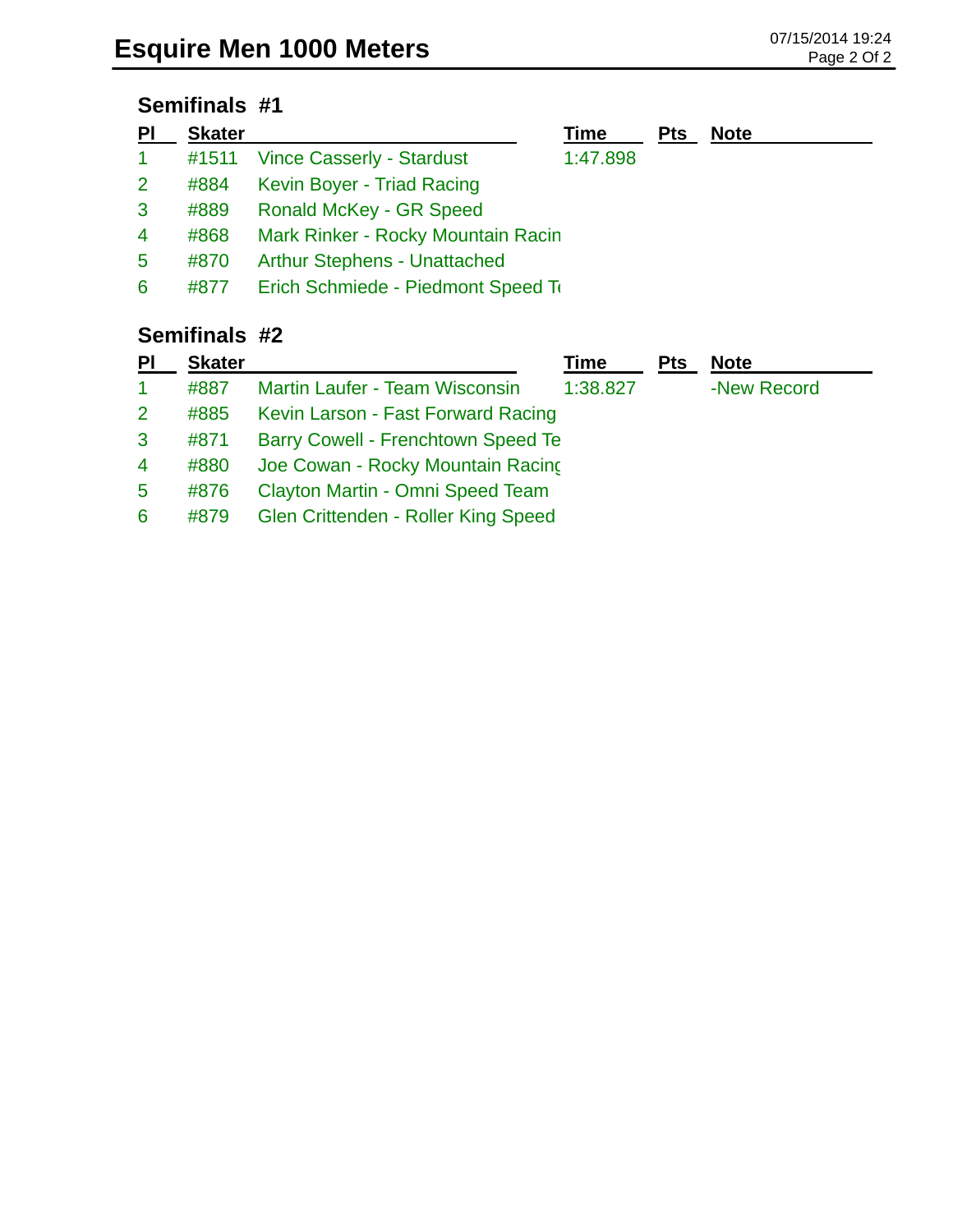# Esquire Men 1000 Meters

07/15/2014 19:24

## Semifinals #1

| Pl | Skater | | Time | Pts | Note |
|---|---|---|---|---|---|
| 1 | #1511 | Vince Casserly - Stardust | 1:47.898 | | |
| 2 | #884 | Kevin Boyer - Triad Racing | | | |
| 3 | #889 | Ronald McKey - GR Speed | | | |
| 4 | #868 | Mark Rinker - Rocky Mountain Racin | | | |
| 5 | #870 | Arthur Stephens - Unattached | | | |
| 6 | #877 | Erich Schmiede - Piedmont Speed T | | | |

## Semifinals #2

| Pl | Skater | | Time | Pts | Note |
|---|---|---|---|---|---|
| 1 | #887 | Martin Laufer - Team Wisconsin | 1:38.827 | | -New Record |
| 2 | #885 | Kevin Larson - Fast Forward Racing | | | |
| 3 | #871 | Barry Cowell - Frenchtown Speed Te | | | |
| 4 | #880 | Joe Cowan - Rocky Mountain Racing | | | |
| 5 | #876 | Clayton Martin - Omni Speed Team | | | |
| 6 | #879 | Glen Crittenden - Roller King Speed | | | |